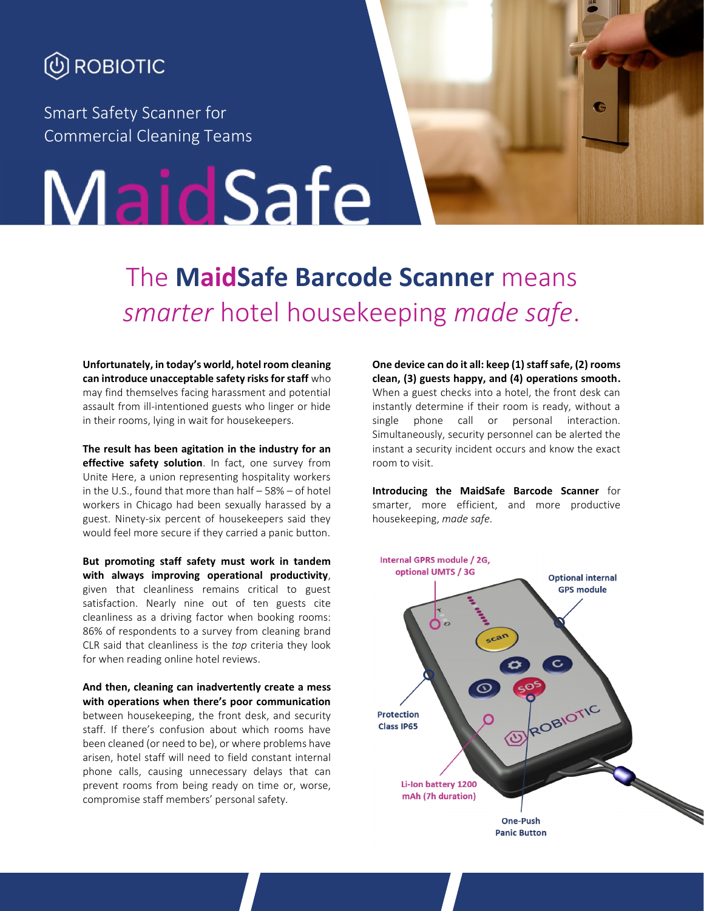ROBIOTIC

Smart Safety Scanner for Commercial Cleaning Teams

# MaidSafe

## The **MaidSafe Barcode Scanner** means *smarter* hotel housekeeping *made safe*.

**Unfortunately, in today's world, hotel room cleaning can introduce unacceptable safety risks for staff** who may find themselves facing harassment and potential assault from ill-intentioned guests who linger or hide in their rooms, lying in wait for housekeepers.

**The result has been agitation in the industry for an effective safety solution**. In fact, one survey from Unite Here, a union representing hospitality workers in the U.S., found that more than half – 58% – of hotel workers in Chicago had been sexually harassed by a guest. Ninety-six percent of housekeepers said they would feel more secure if they carried a panic button.

**But promoting staff safety must work in tandem with always improving operational productivity**, given that cleanliness remains critical to guest satisfaction. Nearly nine out of ten guests cite cleanliness as a driving factor when booking rooms: 86% of respondents to a survey from cleaning brand CLR said that cleanliness is the *top* criteria they look for when reading online hotel reviews.

**And then, cleaning can inadvertently create a mess with operations when there's poor communication** between housekeeping, the front desk, and security staff. If there's confusion about which rooms have been cleaned (or need to be), or where problems have arisen, hotel staff will need to field constant internal phone calls, causing unnecessary delays that can prevent rooms from being ready on time or, worse, compromise staff members' personal safety.

**One device can do it all: keep (1) staff safe, (2) rooms clean, (3) guests happy, and (4) operations smooth.** When a guest checks into a hotel, the front desk can instantly determine if their room is ready, without a single phone call or personal interaction. Simultaneously, security personnel can be alerted the instant a security incident occurs and know the exact room to visit.

**Introducing the MaidSafe Barcode Scanner** for smarter, more efficient, and more productive housekeeping, *made safe*.

- Internal GPRS module / 2G, optional UMTS / 3G
- Optional internal GPS module
- Protection Class IP65
- Li-Ion battery 1200 mAh (7h duration)
- One-Push Panic Button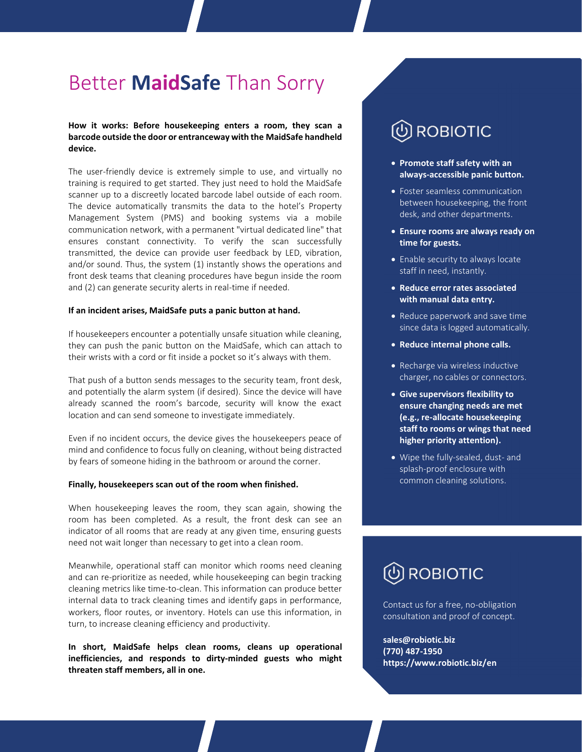# Better **MaidSafe** Than Sorry

**How it works: Before housekeeping enters a room, they scan a barcode outside the door or entranceway with the MaidSafe handheld device.**

The user-friendly device is extremely simple to use, and virtually no training is required to get started. They just need to hold the MaidSafe scanner up to a discreetly located barcode label outside of each room. The device automatically transmits the data to the hotel's Property Management System (PMS) and booking systems via a mobile communication network, with a permanent "virtual dedicated line" that ensures constant connectivity. To verify the scan successfully transmitted, the device can provide user feedback by LED, vibration, and/or sound. Thus, the system (1) instantly shows the operations and front desk teams that cleaning procedures have begun inside the room and (2) can generate security alerts in real-time if needed.

**If an incident arises, MaidSafe puts a panic button at hand.**

If housekeepers encounter a potentially unsafe situation while cleaning, they can push the panic button on the MaidSafe, which can attach to their wrists with a cord or fit inside a pocket so it's always with them.

That push of a button sends messages to the security team, front desk, and potentially the alarm system (if desired). Since the device will have already scanned the room's barcode, security will know the exact location and can send someone to investigate immediately.

Even if no incident occurs, the device gives the housekeepers peace of mind and confidence to focus fully on cleaning, without being distracted by fears of someone hiding in the bathroom or around the corner.

**Finally, housekeepers scan out of the room when finished.**

When housekeeping leaves the room, they scan again, showing the room has been completed. As a result, the front desk can see an indicator of all rooms that are ready at any given time, ensuring guests need not wait longer than necessary to get into a clean room.

Meanwhile, operational staff can monitor which rooms need cleaning and can re-prioritize as needed, while housekeeping can begin tracking cleaning metrics like time-to-clean. This information can produce better internal data to track cleaning times and identify gaps in performance, workers, floor routes, or inventory. Hotels can use this information, in turn, to increase cleaning efficiency and productivity.

**In short, MaidSafe helps clean rooms, cleans up operational inefficiencies, and responds to dirty-minded guests who might threaten staff members, all in one.**

## ROBIOTIC

- **Promote staff safety with an always-accessible panic button.**
- Foster seamless communication between housekeeping, the front desk, and other departments.
- **Ensure rooms are always ready on time for guests.**
- Enable security to always locate staff in need, instantly.
- **Reduce error rates associated with manual data entry.**
- Reduce paperwork and save time since data is logged automatically.
- **Reduce internal phone calls.**
- Recharge via wireless inductive charger, no cables or connectors.
- **Give supervisors flexibility to ensure changing needs are met (e.g., re-allocate housekeeping staff to rooms or wings that need higher priority attention).**
- Wipe the fully-sealed, dust- and splash-proof enclosure with common cleaning solutions.

## ROBIOTIC

Contact us for a free, no-obligation consultation and proof of concept.

**sales@robiotic.biz**
**(770) 487-1950**
**https://www.robiotic.biz/en**